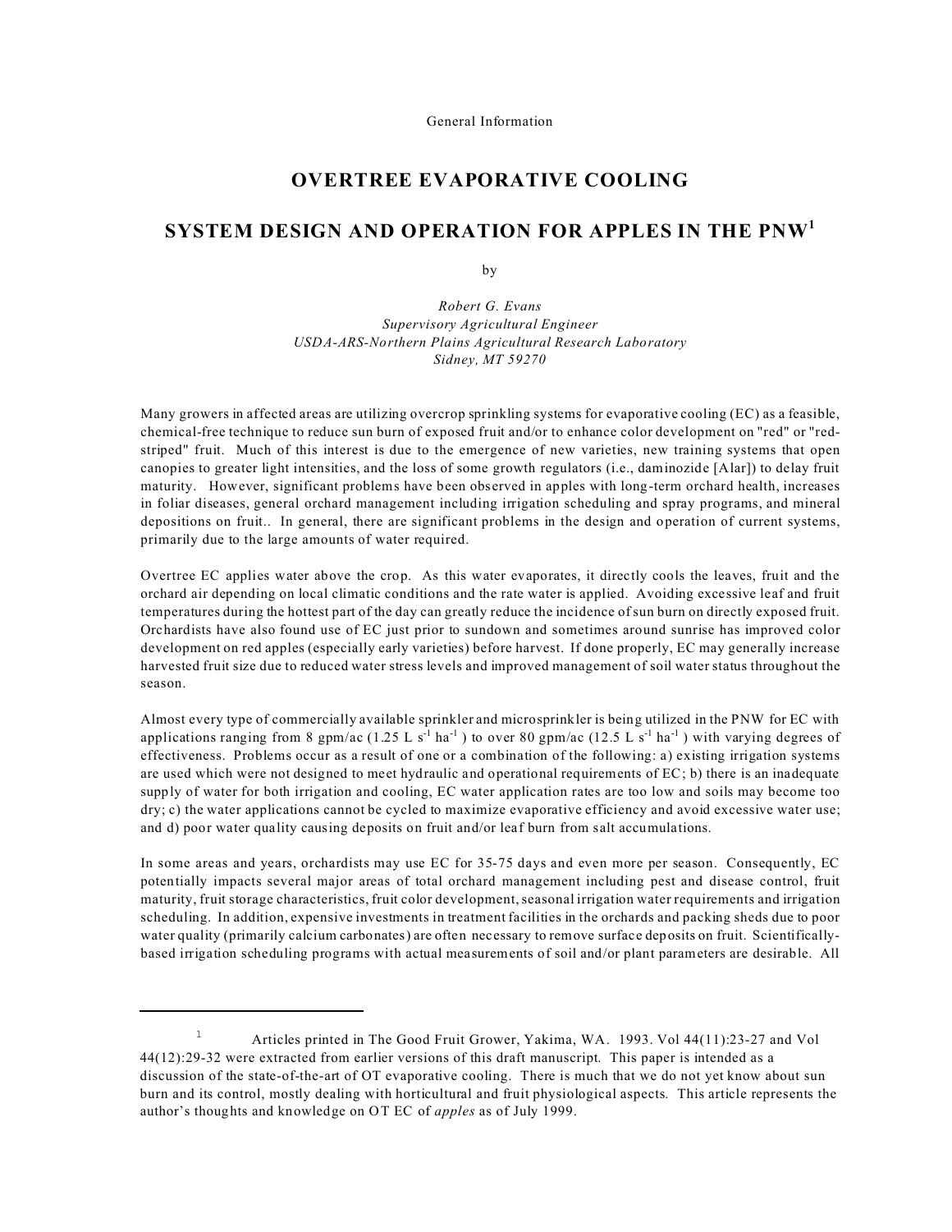General Information

# OVERTREE EVAPORATIVE COOLING

# SYSTEM DESIGN AND OPERATION FOR APPLES IN THE PNW[1]

by

*Robert G. Evans*
*Supervisory Agricultural Engineer*
*USDA-ARS-Northern Plains Agricultural Research Laboratory*
*Sidney, MT 59270*

Many growers in affected areas are utilizing overcrop sprinkling systems for evaporative cooling (EC) as a feasible, chemical-free technique to reduce sun burn of exposed fruit and/or to enhance color development on "red" or "red-striped" fruit. Much of this interest is due to the emergence of new varieties, new training systems that open canopies to greater light intensities, and the loss of some growth regulators (i.e., daminozide [Alar]) to delay fruit maturity. However, significant problems have been observed in apples with long-term orchard health, increases in foliar diseases, general orchard management including irrigation scheduling and spray programs, and mineral depositions on fruit.. In general, there are significant problems in the design and operation of current systems, primarily due to the large amounts of water required.

Overtree EC applies water above the crop. As this water evaporates, it directly cools the leaves, fruit and the orchard air depending on local climatic conditions and the rate water is applied. Avoiding excessive leaf and fruit temperatures during the hottest part of the day can greatly reduce the incidence of sun burn on directly exposed fruit. Orchardists have also found use of EC just prior to sundown and sometimes around sunrise has improved color development on red apples (especially early varieties) before harvest. If done properly, EC may generally increase harvested fruit size due to reduced water stress levels and improved management of soil water status throughout the season.

Almost every type of commercially available sprinkler and microsprinkler is being utilized in the PNW for EC with applications ranging from 8 gpm/ac (1.25 L $s^{-1}$ $ha^{-1}$) to over 80 gpm/ac (12.5 L $s^{-1}$ $ha^{-1}$) with varying degrees of effectiveness. Problems occur as a result of one or a combination of the following: a) existing irrigation systems are used which were not designed to meet hydraulic and operational requirements of EC; b) there is an inadequate supply of water for both irrigation and cooling, EC water application rates are too low and soils may become too dry; c) the water applications cannot be cycled to maximize evaporative efficiency and avoid excessive water use; and d) poor water quality causing deposits on fruit and/or leaf burn from salt accumulations.

In some areas and years, orchardists may use EC for 35-75 days and even more per season. Consequently, EC potentially impacts several major areas of total orchard management including pest and disease control, fruit maturity, fruit storage characteristics, fruit color development, seasonal irrigation water requirements and irrigation scheduling. In addition, expensive investments in treatment facilities in the orchards and packing sheds due to poor water quality (primarily calcium carbonates) are often necessary to remove surface deposits on fruit. Scientifically-based irrigation scheduling programs with actual measurements of soil and/or plant parameters are desirable. All

---

[1] Articles printed in The Good Fruit Grower, Yakima, WA. 1993. Vol 44(11):23-27 and Vol 44(12):29-32 were extracted from earlier versions of this draft manuscript. This paper is intended as a discussion of the state-of-the-art of OT evaporative cooling. There is much that we do not yet know about sun burn and its control, mostly dealing with horticultural and fruit physiological aspects. This article represents the author's thoughts and knowledge on OT EC of *apples* as of July 1999.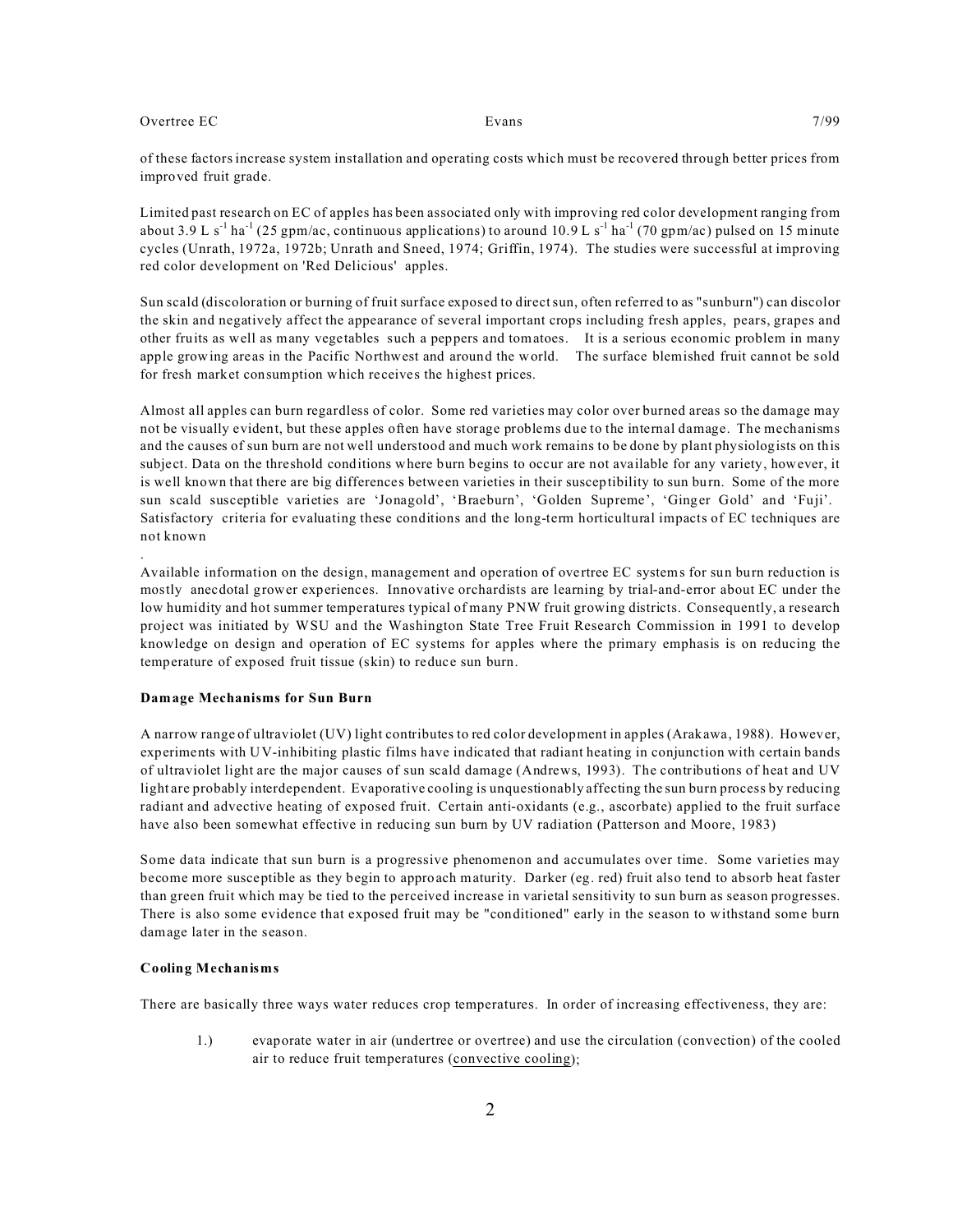of these factors increase system installation and operating costs which must be recovered through better prices from improved fruit grade.

Limited past research on EC of apples has been associated only with improving red color development ranging from about 3.9 L $s^{-1}$ $ha^{-1}$ (25 gpm/ac, continuous applications) to around 10.9 L $s^{-1}$ $ha^{-1}$ (70 gpm/ac) pulsed on 15 minute cycles (Unrath, 1972a, 1972b; Unrath and Sneed, 1974; Griffin, 1974). The studies were successful at improving red color development on 'Red Delicious' apples.

Sun scald (discoloration or burning of fruit surface exposed to direct sun, often referred to as "sunburn") can discolor the skin and negatively affect the appearance of several important crops including fresh apples, pears, grapes and other fruits as well as many vegetables such a peppers and tomatoes. It is a serious economic problem in many apple growing areas in the Pacific Northwest and around the world. The surface blemished fruit cannot be sold for fresh market consumption which receives the highest prices.

Almost all apples can burn regardless of color. Some red varieties may color over burned areas so the damage may not be visually evident, but these apples often have storage problems due to the internal damage. The mechanisms and the causes of sun burn are not well understood and much work remains to be done by plant physiologists on this subject. Data on the threshold conditions where burn begins to occur are not available for any variety, however, it is well known that there are big differences between varieties in their susceptibility to sun burn. Some of the more sun scald susceptible varieties are 'Jonagold', 'Braeburn', 'Golden Supreme', 'Ginger Gold' and 'Fuji'. Satisfactory criteria for evaluating these conditions and the long-term horticultural impacts of EC techniques are not known

.

Available information on the design, management and operation of overtree EC systems for sun burn reduction is mostly anecdotal grower experiences. Innovative orchardists are learning by trial-and-error about EC under the low humidity and hot summer temperatures typical of many PNW fruit growing districts. Consequently, a research project was initiated by WSU and the Washington State Tree Fruit Research Commission in 1991 to develop knowledge on design and operation of EC systems for apples where the primary emphasis is on reducing the temperature of exposed fruit tissue (skin) to reduce sun burn.

**Damage Mechanisms for Sun Burn**

A narrow range of ultraviolet (UV) light contributes to red color development in apples (Arakawa, 1988). However, experiments with UV-inhibiting plastic films have indicated that radiant heating in conjunction with certain bands of ultraviolet light are the major causes of sun scald damage (Andrews, 1993). The contributions of heat and UV light are probably interdependent. Evaporative cooling is unquestionably affecting the sun burn process by reducing radiant and advective heating of exposed fruit. Certain anti-oxidants (e.g., ascorbate) applied to the fruit surface have also been somewhat effective in reducing sun burn by UV radiation (Patterson and Moore, 1983)

Some data indicate that sun burn is a progressive phenomenon and accumulates over time. Some varieties may become more susceptible as they begin to approach maturity. Darker (eg. red) fruit also tend to absorb heat faster than green fruit which may be tied to the perceived increase in varietal sensitivity to sun burn as season progresses. There is also some evidence that exposed fruit may be "conditioned" early in the season to withstand some burn damage later in the season.

**Cooling Mechanisms**

There are basically three ways water reduces crop temperatures. In order of increasing effectiveness, they are:

1.) evaporate water in air (undertree or overtree) and use the circulation (convection) of the cooled air to reduce fruit temperatures (convective cooling);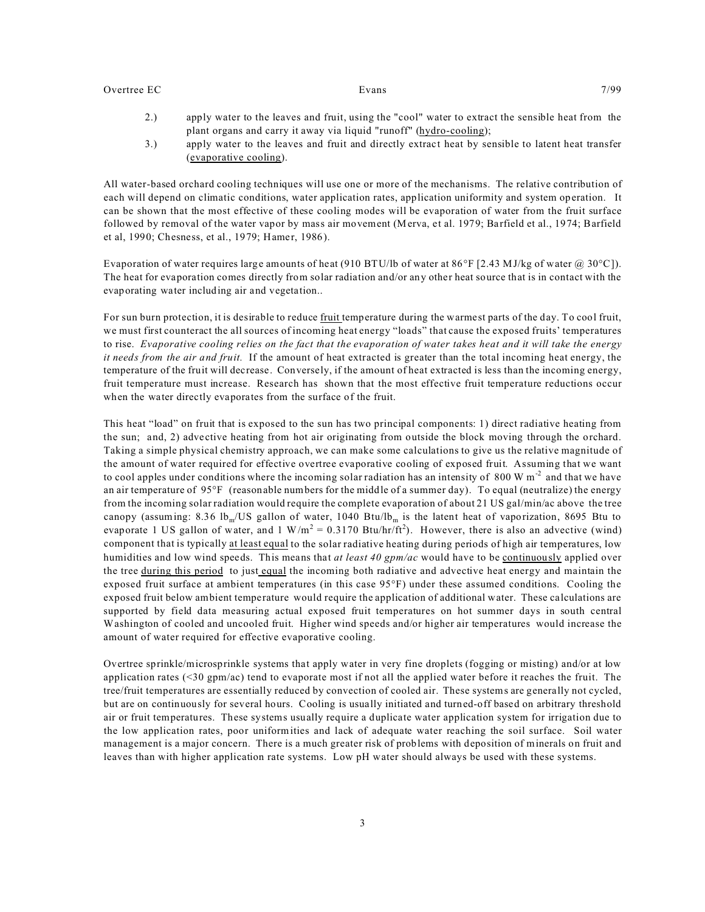2.) apply water to the leaves and fruit, using the "cool" water to extract the sensible heat from the plant organs and carry it away via liquid "runoff" (hydro-cooling);

3.) apply water to the leaves and fruit and directly extract heat by sensible to latent heat transfer (evaporative cooling).

All water-based orchard cooling techniques will use one or more of the mechanisms. The relative contribution of each will depend on climatic conditions, water application rates, application uniformity and system operation. It can be shown that the most effective of these cooling modes will be evaporation of water from the fruit surface followed by removal of the water vapor by mass air movement (Merva, et al. 1979; Barfield et al., 1974; Barfield et al, 1990; Chesness, et al., 1979; Hamer, 1986).

Evaporation of water requires large amounts of heat (910 BTU/lb of water at 86°F [2.43 MJ/kg of water @ 30°C]). The heat for evaporation comes directly from solar radiation and/or any other heat source that is in contact with the evaporating water including air and vegetation..

For sun burn protection, it is desirable to reduce fruit temperature during the warmest parts of the day. To cool fruit, we must first counteract the all sources of incoming heat energy "loads" that cause the exposed fruits' temperatures to rise. *Evaporative cooling relies on the fact that the evaporation of water takes heat and it will take the energy it needs from the air and fruit.* If the amount of heat extracted is greater than the total incoming heat energy, the temperature of the fruit will decrease. Conversely, if the amount of heat extracted is less than the incoming energy, fruit temperature must increase. Research has shown that the most effective fruit temperature reductions occur when the water directly evaporates from the surface of the fruit.

This heat "load" on fruit that is exposed to the sun has two principal components: 1) direct radiative heating from the sun; and, 2) advective heating from hot air originating from outside the block moving through the orchard. Taking a simple physical chemistry approach, we can make some calculations to give us the relative magnitude of the amount of water required for effective overtree evaporative cooling of exposed fruit. Assuming that we want to cool apples under conditions where the incoming solar radiation has an intensity of 800 W $m^{-2}$ and that we have an air temperature of 95°F (reasonable numbers for the middle of a summer day). To equal (neutralize) the energy from the incoming solar radiation would require the complete evaporation of about 21 US gal/min/ac above the tree canopy (assuming: 8.36 $lb_m$/US gallon of water, 1040 Btu/$lb_m$ is the latent heat of vaporization, 8695 Btu to evaporate 1 US gallon of water, and 1 W/$m^2$ = 0.3170 Btu/hr/$ft^2$). However, there is also an advective (wind) component that is typically at least equal to the solar radiative heating during periods of high air temperatures, low humidities and low wind speeds. This means that *at least 40 gpm/ac* would have to be continuously applied over the tree during this period to just equal the incoming both radiative and advective heat energy and maintain the exposed fruit surface at ambient temperatures (in this case 95°F) under these assumed conditions. Cooling the exposed fruit below ambient temperature would require the application of additional water. These calculations are supported by field data measuring actual exposed fruit temperatures on hot summer days in south central Washington of cooled and uncooled fruit. Higher wind speeds and/or higher air temperatures would increase the amount of water required for effective evaporative cooling.

Overtree sprinkle/microsprinkle systems that apply water in very fine droplets (fogging or misting) and/or at low application rates (<30 gpm/ac) tend to evaporate most if not all the applied water before it reaches the fruit. The tree/fruit temperatures are essentially reduced by convection of cooled air. These systems are generally not cycled, but are on continuously for several hours. Cooling is usually initiated and turned-off based on arbitrary threshold air or fruit temperatures. These systems usually require a duplicate water application system for irrigation due to the low application rates, poor uniformities and lack of adequate water reaching the soil surface. Soil water management is a major concern. There is a much greater risk of problems with deposition of minerals on fruit and leaves than with higher application rate systems. Low pH water should always be used with these systems.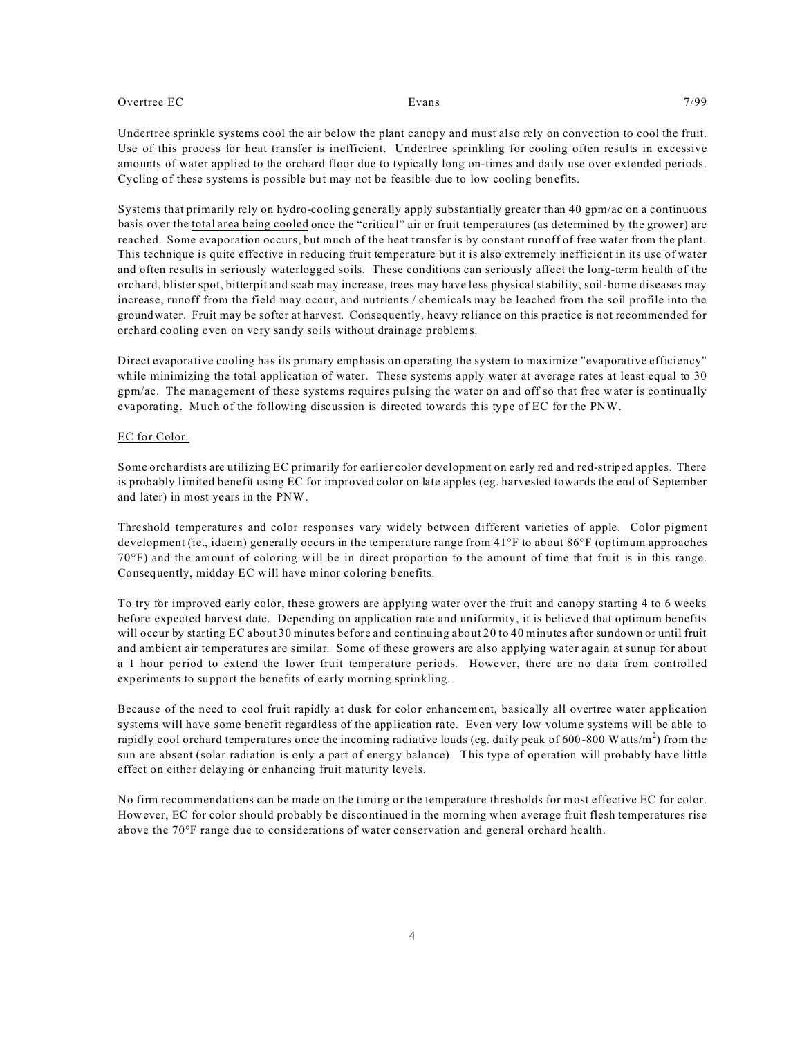Undertree sprinkle systems cool the air below the plant canopy and must also rely on convection to cool the fruit. Use of this process for heat transfer is inefficient. Undertree sprinkling for cooling often results in excessive amounts of water applied to the orchard floor due to typically long on-times and daily use over extended periods. Cycling of these systems is possible but may not be feasible due to low cooling benefits.

Systems that primarily rely on hydro-cooling generally apply substantially greater than 40 gpm/ac on a continuous basis over the <u>total area being cooled</u> once the "critical" air or fruit temperatures (as determined by the grower) are reached. Some evaporation occurs, but much of the heat transfer is by constant runoff of free water from the plant. This technique is quite effective in reducing fruit temperature but it is also extremely inefficient in its use of water and often results in seriously waterlogged soils. These conditions can seriously affect the long-term health of the orchard, blister spot, bitterpit and scab may increase, trees may have less physical stability, soil-borne diseases may increase, runoff from the field may occur, and nutrients / chemicals may be leached from the soil profile into the groundwater. Fruit may be softer at harvest. Consequently, heavy reliance on this practice is not recommended for orchard cooling even on very sandy soils without drainage problems.

Direct evaporative cooling has its primary emphasis on operating the system to maximize "evaporative efficiency" while minimizing the total application of water. These systems apply water at average rates <u>at least</u> equal to 30 gpm/ac. The management of these systems requires pulsing the water on and off so that free water is continually evaporating. Much of the following discussion is directed towards this type of EC for the PNW.

<u>EC for Color.</u>

Some orchardists are utilizing EC primarily for earlier color development on early red and red-striped apples. There is probably limited benefit using EC for improved color on late apples (eg. harvested towards the end of September and later) in most years in the PNW.

Threshold temperatures and color responses vary widely between different varieties of apple. Color pigment development (ie., idaein) generally occurs in the temperature range from 41°F to about 86°F (optimum approaches 70°F) and the amount of coloring will be in direct proportion to the amount of time that fruit is in this range. Consequently, midday EC will have minor coloring benefits.

To try for improved early color, these growers are applying water over the fruit and canopy starting 4 to 6 weeks before expected harvest date. Depending on application rate and uniformity, it is believed that optimum benefits will occur by starting EC about 30 minutes before and continuing about 20 to 40 minutes after sundown or until fruit and ambient air temperatures are similar. Some of these growers are also applying water again at sunup for about a 1 hour period to extend the lower fruit temperature periods. However, there are no data from controlled experiments to support the benefits of early morning sprinkling.

Because of the need to cool fruit rapidly at dusk for color enhancement, basically all overtree water application systems will have some benefit regardless of the application rate. Even very low volume systems will be able to rapidly cool orchard temperatures once the incoming radiative loads (eg. daily peak of 600-800 Watts/m$^2$) from the sun are absent (solar radiation is only a part of energy balance). This type of operation will probably have little effect on either delaying or enhancing fruit maturity levels.

No firm recommendations can be made on the timing or the temperature thresholds for most effective EC for color. However, EC for color should probably be discontinued in the morning when average fruit flesh temperatures rise above the 70°F range due to considerations of water conservation and general orchard health.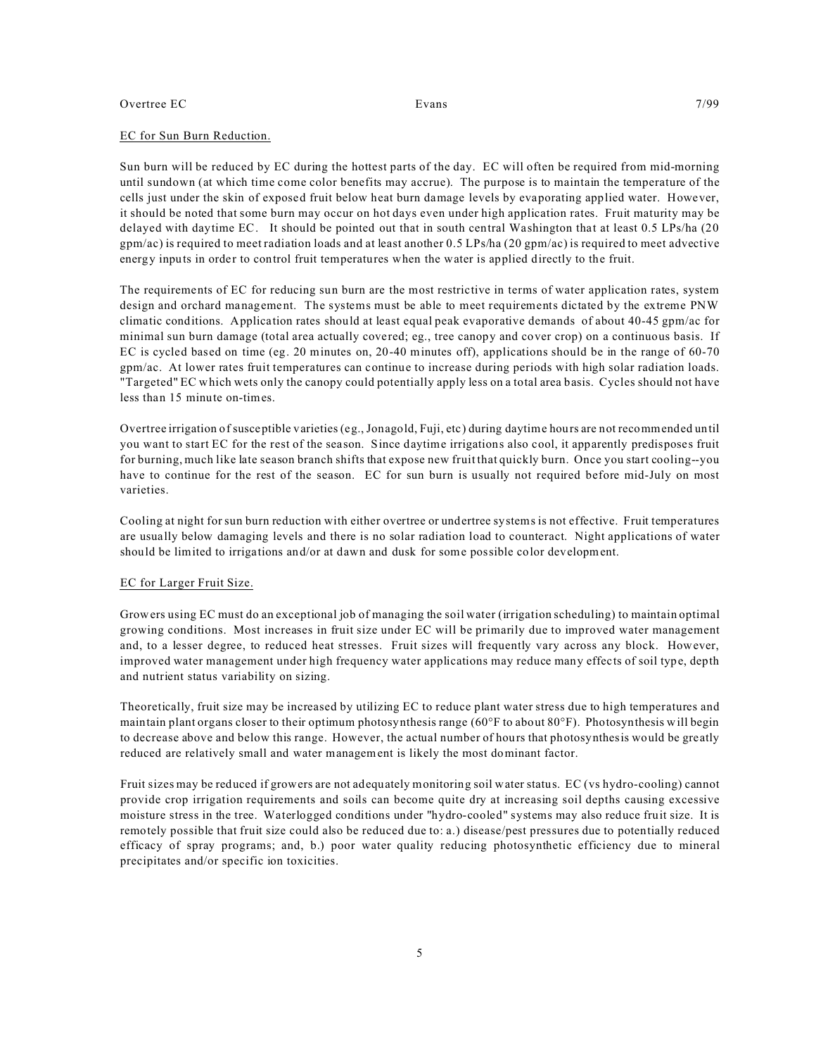## EC for Sun Burn Reduction.

Sun burn will be reduced by EC during the hottest parts of the day. EC will often be required from mid-morning until sundown (at which time come color benefits may accrue). The purpose is to maintain the temperature of the cells just under the skin of exposed fruit below heat burn damage levels by evaporating applied water. However, it should be noted that some burn may occur on hot days even under high application rates. Fruit maturity may be delayed with daytime EC. It should be pointed out that in south central Washington that at least 0.5 LPs/ha (20 gpm/ac) is required to meet radiation loads and at least another 0.5 LPs/ha (20 gpm/ac) is required to meet advective energy inputs in order to control fruit temperatures when the water is applied directly to the fruit.

The requirements of EC for reducing sun burn are the most restrictive in terms of water application rates, system design and orchard management. The systems must be able to meet requirements dictated by the extreme PNW climatic conditions. Application rates should at least equal peak evaporative demands of about 40-45 gpm/ac for minimal sun burn damage (total area actually covered; eg., tree canopy and cover crop) on a continuous basis. If EC is cycled based on time (eg. 20 minutes on, 20-40 minutes off), applications should be in the range of 60-70 gpm/ac. At lower rates fruit temperatures can continue to increase during periods with high solar radiation loads. "Targeted" EC which wets only the canopy could potentially apply less on a total area basis. Cycles should not have less than 15 minute on-times.

Overtree irrigation of susceptible varieties (eg., Jonagold, Fuji, etc) during daytime hours are not recommended until you want to start EC for the rest of the season. Since daytime irrigations also cool, it apparently predisposes fruit for burning, much like late season branch shifts that expose new fruit that quickly burn. Once you start cooling--you have to continue for the rest of the season. EC for sun burn is usually not required before mid-July on most varieties.

Cooling at night for sun burn reduction with either overtree or undertree systems is not effective. Fruit temperatures are usually below damaging levels and there is no solar radiation load to counteract. Night applications of water should be limited to irrigations and/or at dawn and dusk for some possible color development.

## EC for Larger Fruit Size.

Growers using EC must do an exceptional job of managing the soil water (irrigation scheduling) to maintain optimal growing conditions. Most increases in fruit size under EC will be primarily due to improved water management and, to a lesser degree, to reduced heat stresses. Fruit sizes will frequently vary across any block. However, improved water management under high frequency water applications may reduce many effects of soil type, depth and nutrient status variability on sizing.

Theoretically, fruit size may be increased by utilizing EC to reduce plant water stress due to high temperatures and maintain plant organs closer to their optimum photosynthesis range (60°F to about 80°F). Photosynthesis will begin to decrease above and below this range. However, the actual number of hours that photosynthesis would be greatly reduced are relatively small and water management is likely the most dominant factor.

Fruit sizes may be reduced if growers are not adequately monitoring soil water status. EC (vs hydro-cooling) cannot provide crop irrigation requirements and soils can become quite dry at increasing soil depths causing excessive moisture stress in the tree. Waterlogged conditions under "hydro-cooled" systems may also reduce fruit size. It is remotely possible that fruit size could also be reduced due to: a.) disease/pest pressures due to potentially reduced efficacy of spray programs; and, b.) poor water quality reducing photosynthetic efficiency due to mineral precipitates and/or specific ion toxicities.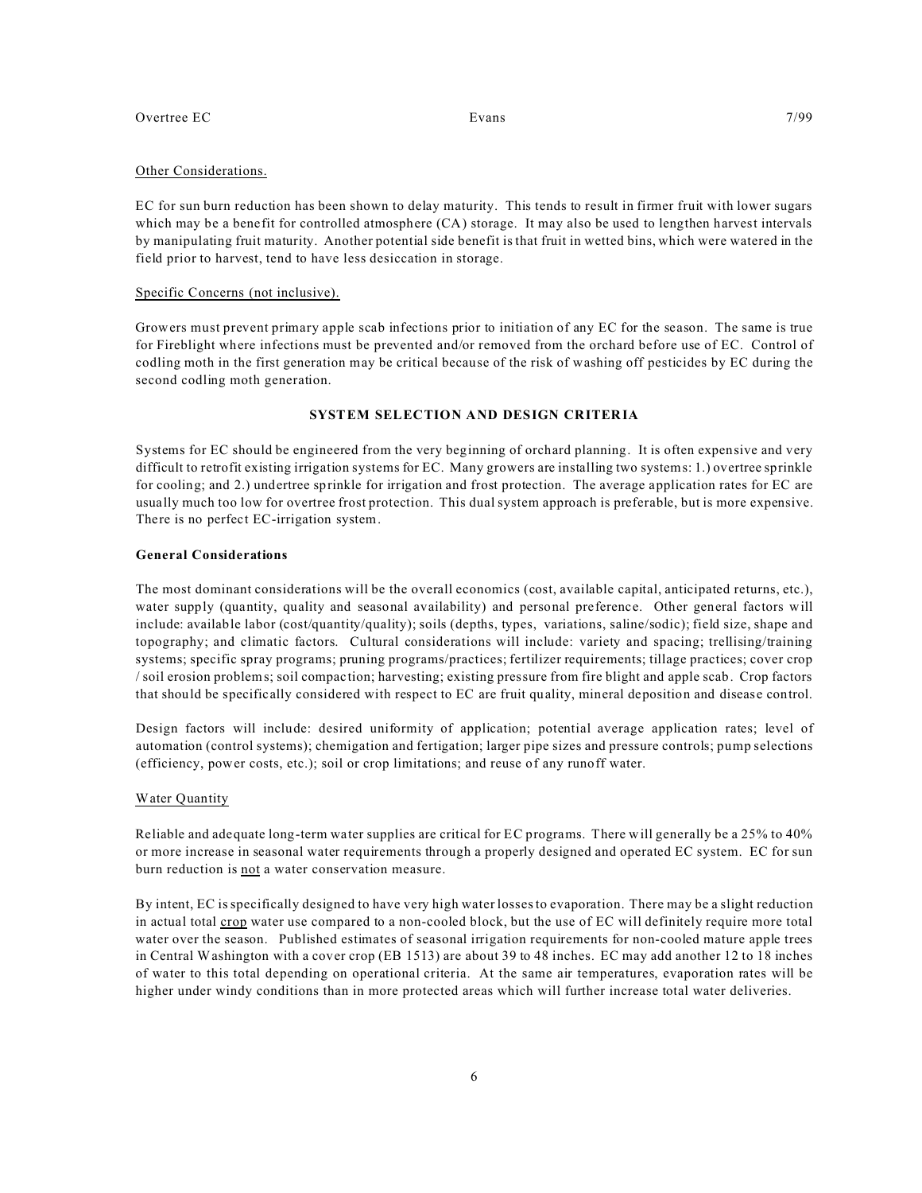Other Considerations.

EC for sun burn reduction has been shown to delay maturity. This tends to result in firmer fruit with lower sugars which may be a benefit for controlled atmosphere (CA) storage. It may also be used to lengthen harvest intervals by manipulating fruit maturity. Another potential side benefit is that fruit in wetted bins, which were watered in the field prior to harvest, tend to have less desiccation in storage.

Specific Concerns (not inclusive).

Growers must prevent primary apple scab infections prior to initiation of any EC for the season. The same is true for Fireblight where infections must be prevented and/or removed from the orchard before use of EC. Control of codling moth in the first generation may be critical because of the risk of washing off pesticides by EC during the second codling moth generation.

## SYSTEM SELECTION AND DESIGN CRITERIA

Systems for EC should be engineered from the very beginning of orchard planning. It is often expensive and very difficult to retrofit existing irrigation systems for EC. Many growers are installing two systems: 1.) overtree sprinkle for cooling; and 2.) undertree sprinkle for irrigation and frost protection. The average application rates for EC are usually much too low for overtree frost protection. This dual system approach is preferable, but is more expensive. There is no perfect EC-irrigation system.

### General Considerations

The most dominant considerations will be the overall economics (cost, available capital, anticipated returns, etc.), water supply (quantity, quality and seasonal availability) and personal preference. Other general factors will include: available labor (cost/quantity/quality); soils (depths, types, variations, saline/sodic); field size, shape and topography; and climatic factors. Cultural considerations will include: variety and spacing; trellising/training systems; specific spray programs; pruning programs/practices; fertilizer requirements; tillage practices; cover crop / soil erosion problems; soil compaction; harvesting; existing pressure from fire blight and apple scab. Crop factors that should be specifically considered with respect to EC are fruit quality, mineral deposition and disease control.

Design factors will include: desired uniformity of application; potential average application rates; level of automation (control systems); chemigation and fertigation; larger pipe sizes and pressure controls; pump selections (efficiency, power costs, etc.); soil or crop limitations; and reuse of any runoff water.

Water Quantity

Reliable and adequate long-term water supplies are critical for EC programs. There will generally be a 25% to 40% or more increase in seasonal water requirements through a properly designed and operated EC system. EC for sun burn reduction is not a water conservation measure.

By intent, EC is specifically designed to have very high water losses to evaporation. There may be a slight reduction in actual total crop water use compared to a non-cooled block, but the use of EC will definitely require more total water over the season. Published estimates of seasonal irrigation requirements for non-cooled mature apple trees in Central Washington with a cover crop (EB 1513) are about 39 to 48 inches. EC may add another 12 to 18 inches of water to this total depending on operational criteria. At the same air temperatures, evaporation rates will be higher under windy conditions than in more protected areas which will further increase total water deliveries.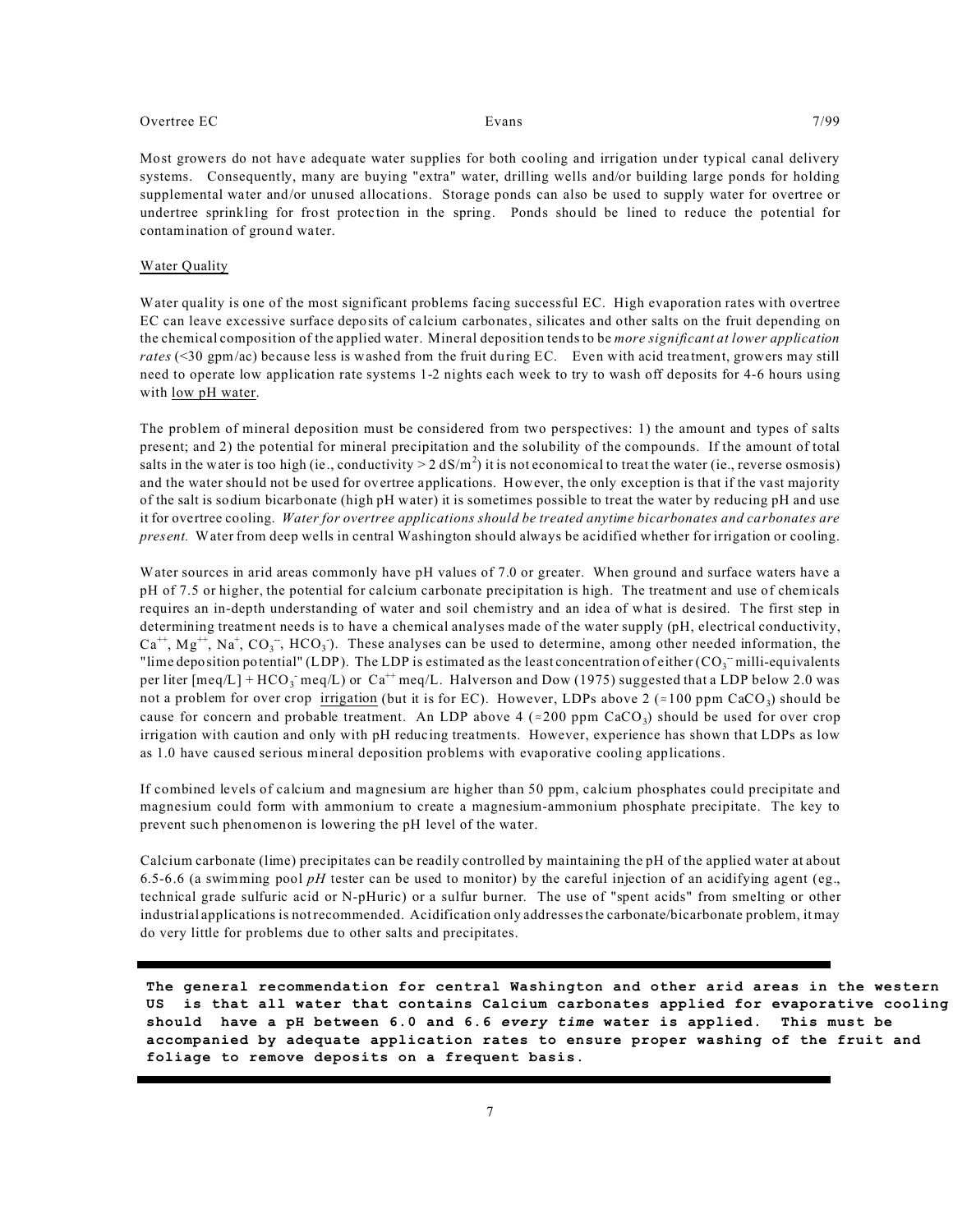Most growers do not have adequate water supplies for both cooling and irrigation under typical canal delivery systems. Consequently, many are buying "extra" water, drilling wells and/or building large ponds for holding supplemental water and/or unused allocations. Storage ponds can also be used to supply water for overtree or undertree sprinkling for frost protection in the spring. Ponds should be lined to reduce the potential for contamination of ground water.

Water Quality

Water quality is one of the most significant problems facing successful EC. High evaporation rates with overtree EC can leave excessive surface deposits of calcium carbonates, silicates and other salts on the fruit depending on the chemical composition of the applied water. Mineral deposition tends to be *more significant at lower application rates* (<30 gpm/ac) because less is washed from the fruit during EC. Even with acid treatment, growers may still need to operate low application rate systems 1-2 nights each week to try to wash off deposits for 4-6 hours using with low pH water.

The problem of mineral deposition must be considered from two perspectives: 1) the amount and types of salts present; and 2) the potential for mineral precipitation and the solubility of the compounds. If the amount of total salts in the water is too high (ie., conductivity > 2 $dS/m^2$) it is not economical to treat the water (ie., reverse osmosis) and the water should not be used for overtree applications. However, the only exception is that if the vast majority of the salt is sodium bicarbonate (high pH water) it is sometimes possible to treat the water by reducing pH and use it for overtree cooling. *Water for overtree applications should be treated anytime bicarbonates and carbonates are present.* Water from deep wells in central Washington should always be acidified whether for irrigation or cooling.

Water sources in arid areas commonly have pH values of 7.0 or greater. When ground and surface waters have a pH of 7.5 or higher, the potential for calcium carbonate precipitation is high. The treatment and use of chemicals requires an in-depth understanding of water and soil chemistry and an idea of what is desired. The first step in determining treatment needs is to have a chemical analyses made of the water supply (pH, electrical conductivity, $Ca^{++}$, $Mg^{++}$, $Na^{+}$, $CO_3^{--}$, $HCO_3^{-}$). These analyses can be used to determine, among other needed information, the "lime deposition potential" (LDP). The LDP is estimated as the least concentration of either ($CO_3^{--}$ milli-equivalents per liter [meq/L] + $HCO_3^{-}$ meq/L) or $Ca^{++}$ meq/L. Halverson and Dow (1975) suggested that a LDP below 2.0 was not a problem for over crop irrigation (but it is for EC). However, LDPs above 2 (≈100 ppm $CaCO_3$) should be cause for concern and probable treatment. An LDP above 4 (≈200 ppm $CaCO_3$) should be used for over crop irrigation with caution and only with pH reducing treatments. However, experience has shown that LDPs as low as 1.0 have caused serious mineral deposition problems with evaporative cooling applications.

If combined levels of calcium and magnesium are higher than 50 ppm, calcium phosphates could precipitate and magnesium could form with ammonium to create a magnesium-ammonium phosphate precipitate. The key to prevent such phenomenon is lowering the pH level of the water.

Calcium carbonate (lime) precipitates can be readily controlled by maintaining the pH of the applied water at about 6.5-6.6 (a swimming pool *pH* tester can be used to monitor) by the careful injection of an acidifying agent (eg., technical grade sulfuric acid or N-pHuric) or a sulfur burner. The use of "spent acids" from smelting or other industrial applications is not recommended. Acidification only addresses the carbonate/bicarbonate problem, it may do very little for problems due to other salts and precipitates.

---

**The general recommendation for central Washington and other arid areas in the western US is that all water that contains Calcium carbonates applied for evaporative cooling should have a pH between 6.0 and 6.6 *every time* water is applied. This must be accompanied by adequate application rates to ensure proper washing of the fruit and foliage to remove deposits on a frequent basis.**

---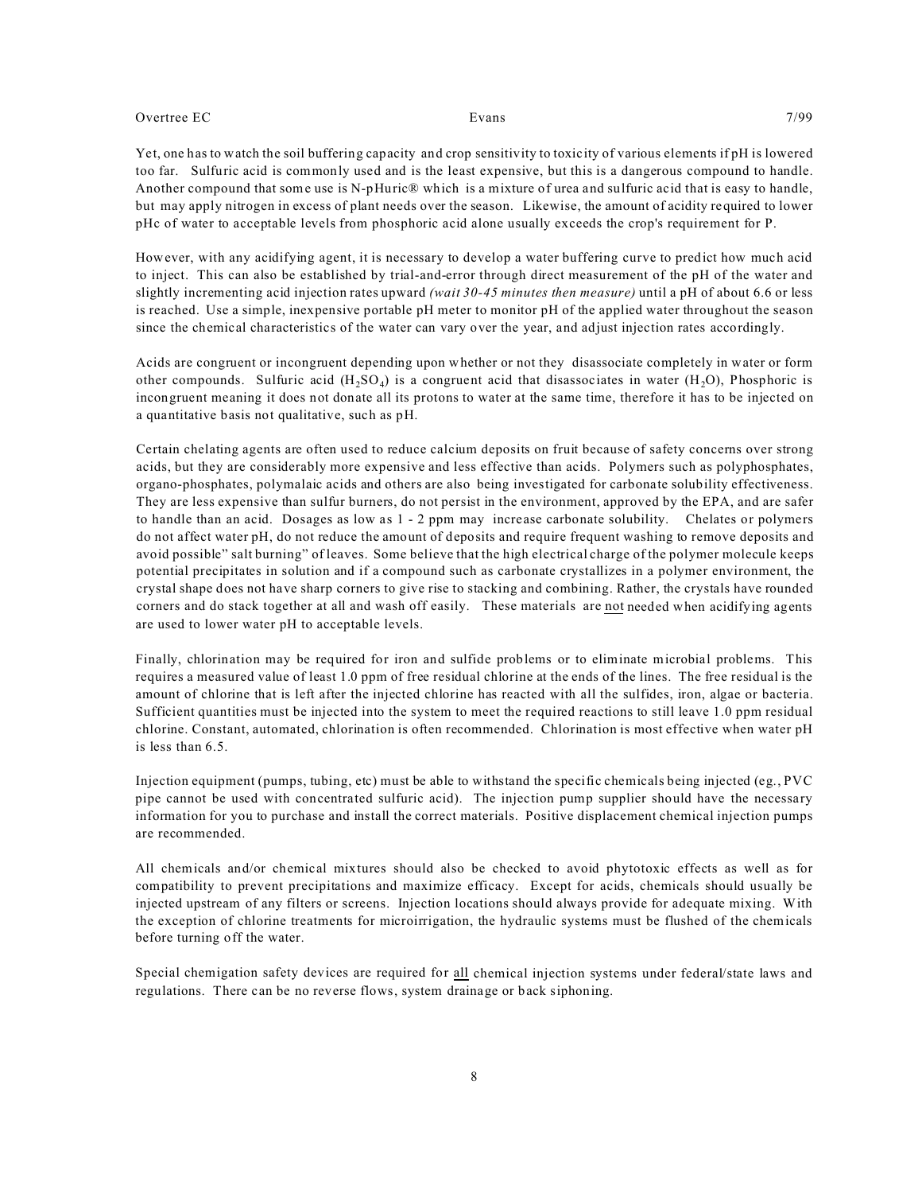Yet, one has to watch the soil buffering capacity and crop sensitivity to toxicity of various elements if pH is lowered too far. Sulfuric acid is commonly used and is the least expensive, but this is a dangerous compound to handle. Another compound that some use is N-pHuric® which is a mixture of urea and sulfuric acid that is easy to handle, but may apply nitrogen in excess of plant needs over the season. Likewise, the amount of acidity required to lower pHc of water to acceptable levels from phosphoric acid alone usually exceeds the crop's requirement for P.

However, with any acidifying agent, it is necessary to develop a water buffering curve to predict how much acid to inject. This can also be established by trial-and-error through direct measurement of the pH of the water and slightly incrementing acid injection rates upward *(wait 30-45 minutes then measure)* until a pH of about 6.6 or less is reached. Use a simple, inexpensive portable pH meter to monitor pH of the applied water throughout the season since the chemical characteristics of the water can vary over the year, and adjust injection rates accordingly.

Acids are congruent or incongruent depending upon whether or not they disassociate completely in water or form other compounds. Sulfuric acid ($H_2SO_4$) is a congruent acid that disassociates in water ($H_2O$), Phosphoric is incongruent meaning it does not donate all its protons to water at the same time, therefore it has to be injected on a quantitative basis not qualitative, such as pH.

Certain chelating agents are often used to reduce calcium deposits on fruit because of safety concerns over strong acids, but they are considerably more expensive and less effective than acids. Polymers such as polyphosphates, organo-phosphates, polymalaic acids and others are also being investigated for carbonate solubility effectiveness. They are less expensive than sulfur burners, do not persist in the environment, approved by the EPA, and are safer to handle than an acid. Dosages as low as 1 - 2 ppm may increase carbonate solubility. Chelates or polymers do not affect water pH, do not reduce the amount of deposits and require frequent washing to remove deposits and avoid possible" salt burning" of leaves. Some believe that the high electrical charge of the polymer molecule keeps potential precipitates in solution and if a compound such as carbonate crystallizes in a polymer environment, the crystal shape does not have sharp corners to give rise to stacking and combining. Rather, the crystals have rounded corners and do stack together at all and wash off easily. These materials are <u>not</u> needed when acidifying agents are used to lower water pH to acceptable levels.

Finally, chlorination may be required for iron and sulfide problems or to eliminate microbial problems. This requires a measured value of least 1.0 ppm of free residual chlorine at the ends of the lines. The free residual is the amount of chlorine that is left after the injected chlorine has reacted with all the sulfides, iron, algae or bacteria. Sufficient quantities must be injected into the system to meet the required reactions to still leave 1.0 ppm residual chlorine. Constant, automated, chlorination is often recommended. Chlorination is most effective when water pH is less than 6.5.

Injection equipment (pumps, tubing, etc) must be able to withstand the specific chemicals being injected (eg., PVC pipe cannot be used with concentrated sulfuric acid). The injection pump supplier should have the necessary information for you to purchase and install the correct materials. Positive displacement chemical injection pumps are recommended.

All chemicals and/or chemical mixtures should also be checked to avoid phytotoxic effects as well as for compatibility to prevent precipitations and maximize efficacy. Except for acids, chemicals should usually be injected upstream of any filters or screens. Injection locations should always provide for adequate mixing. With the exception of chlorine treatments for microirrigation, the hydraulic systems must be flushed of the chemicals before turning off the water.

Special chemigation safety devices are required for <u>all</u> chemical injection systems under federal/state laws and regulations. There can be no reverse flows, system drainage or back siphoning.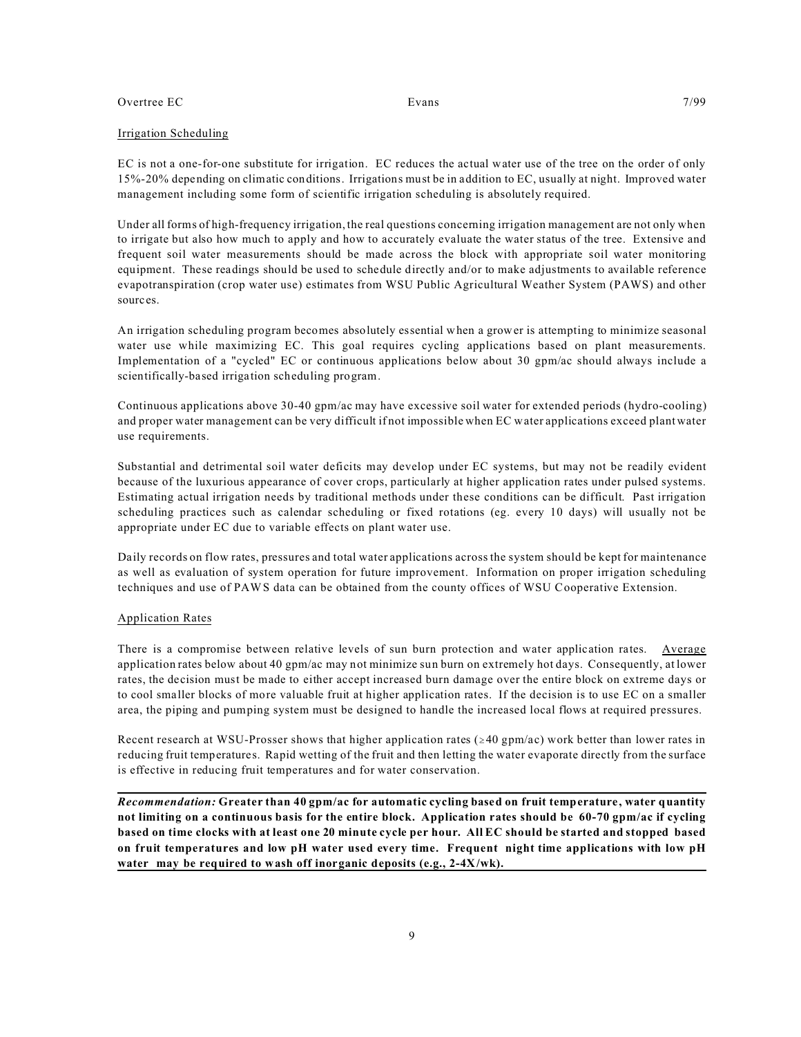Irrigation Scheduling

EC is not a one-for-one substitute for irrigation. EC reduces the actual water use of the tree on the order of only 15%-20% depending on climatic conditions. Irrigations must be in addition to EC, usually at night. Improved water management including some form of scientific irrigation scheduling is absolutely required.

Under all forms of high-frequency irrigation, the real questions concerning irrigation management are not only when to irrigate but also how much to apply and how to accurately evaluate the water status of the tree. Extensive and frequent soil water measurements should be made across the block with appropriate soil water monitoring equipment. These readings should be used to schedule directly and/or to make adjustments to available reference evapotranspiration (crop water use) estimates from WSU Public Agricultural Weather System (PAWS) and other sources.

An irrigation scheduling program becomes absolutely essential when a grower is attempting to minimize seasonal water use while maximizing EC. This goal requires cycling applications based on plant measurements. Implementation of a "cycled" EC or continuous applications below about 30 gpm/ac should always include a scientifically-based irrigation scheduling program.

Continuous applications above 30-40 gpm/ac may have excessive soil water for extended periods (hydro-cooling) and proper water management can be very difficult if not impossible when EC water applications exceed plant water use requirements.

Substantial and detrimental soil water deficits may develop under EC systems, but may not be readily evident because of the luxurious appearance of cover crops, particularly at higher application rates under pulsed systems. Estimating actual irrigation needs by traditional methods under these conditions can be difficult. Past irrigation scheduling practices such as calendar scheduling or fixed rotations (eg. every 10 days) will usually not be appropriate under EC due to variable effects on plant water use.

Daily records on flow rates, pressures and total water applications across the system should be kept for maintenance as well as evaluation of system operation for future improvement. Information on proper irrigation scheduling techniques and use of PAWS data can be obtained from the county offices of WSU Cooperative Extension.

Application Rates

There is a compromise between relative levels of sun burn protection and water application rates. Average application rates below about 40 gpm/ac may not minimize sun burn on extremely hot days. Consequently, at lower rates, the decision must be made to either accept increased burn damage over the entire block on extreme days or to cool smaller blocks of more valuable fruit at higher application rates. If the decision is to use EC on a smaller area, the piping and pumping system must be designed to handle the increased local flows at required pressures.

Recent research at WSU-Prosser shows that higher application rates ($\geq$40 gpm/ac) work better than lower rates in reducing fruit temperatures. Rapid wetting of the fruit and then letting the water evaporate directly from the surface is effective in reducing fruit temperatures and for water conservation.

***Recommendation:* Greater than 40 gpm/ac for automatic cycling based on fruit temperature, water quantity not limiting on a continuous basis for the entire block. Application rates should be 60-70 gpm/ac if cycling based on time clocks with at least one 20 minute cycle per hour. All EC should be started and stopped based on fruit temperatures and low pH water used every time. Frequent night time applications with low pH water may be required to wash off inorganic deposits (e.g., 2-4X/wk).**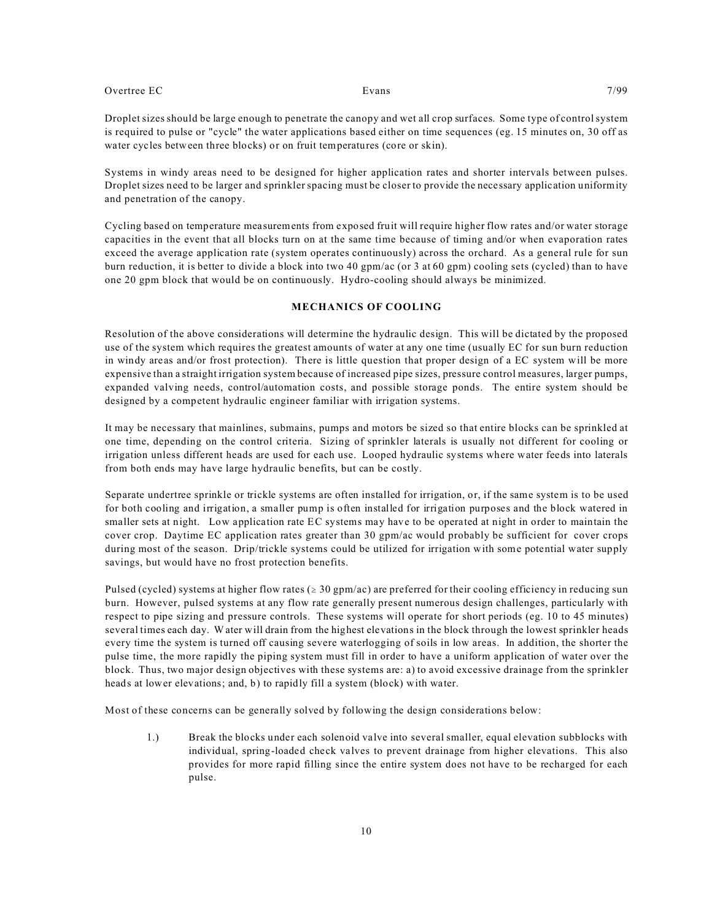Droplet sizes should be large enough to penetrate the canopy and wet all crop surfaces. Some type of control system is required to pulse or "cycle" the water applications based either on time sequences (eg. 15 minutes on, 30 off as water cycles between three blocks) or on fruit temperatures (core or skin).

Systems in windy areas need to be designed for higher application rates and shorter intervals between pulses. Droplet sizes need to be larger and sprinkler spacing must be closer to provide the necessary application uniformity and penetration of the canopy.

Cycling based on temperature measurements from exposed fruit will require higher flow rates and/or water storage capacities in the event that all blocks turn on at the same time because of timing and/or when evaporation rates exceed the average application rate (system operates continuously) across the orchard. As a general rule for sun burn reduction, it is better to divide a block into two 40 gpm/ac (or 3 at 60 gpm) cooling sets (cycled) than to have one 20 gpm block that would be on continuously. Hydro-cooling should always be minimized.

## MECHANICS OF COOLING

Resolution of the above considerations will determine the hydraulic design. This will be dictated by the proposed use of the system which requires the greatest amounts of water at any one time (usually EC for sun burn reduction in windy areas and/or frost protection). There is little question that proper design of a EC system will be more expensive than a straight irrigation system because of increased pipe sizes, pressure control measures, larger pumps, expanded valving needs, control/automation costs, and possible storage ponds. The entire system should be designed by a competent hydraulic engineer familiar with irrigation systems.

It may be necessary that mainlines, submains, pumps and motors be sized so that entire blocks can be sprinkled at one time, depending on the control criteria. Sizing of sprinkler laterals is usually not different for cooling or irrigation unless different heads are used for each use. Looped hydraulic systems where water feeds into laterals from both ends may have large hydraulic benefits, but can be costly.

Separate undertree sprinkle or trickle systems are often installed for irrigation, or, if the same system is to be used for both cooling and irrigation, a smaller pump is often installed for irrigation purposes and the block watered in smaller sets at night. Low application rate EC systems may have to be operated at night in order to maintain the cover crop. Daytime EC application rates greater than 30 gpm/ac would probably be sufficient for cover crops during most of the season. Drip/trickle systems could be utilized for irrigation with some potential water supply savings, but would have no frost protection benefits.

Pulsed (cycled) systems at higher flow rates ($\geq$ 30 gpm/ac) are preferred for their cooling efficiency in reducing sun burn. However, pulsed systems at any flow rate generally present numerous design challenges, particularly with respect to pipe sizing and pressure controls. These systems will operate for short periods (eg. 10 to 45 minutes) several times each day. Water will drain from the highest elevations in the block through the lowest sprinkler heads every time the system is turned off causing severe waterlogging of soils in low areas. In addition, the shorter the pulse time, the more rapidly the piping system must fill in order to have a uniform application of water over the block. Thus, two major design objectives with these systems are: a) to avoid excessive drainage from the sprinkler heads at lower elevations; and, b) to rapidly fill a system (block) with water.

Most of these concerns can be generally solved by following the design considerations below:

1.) Break the blocks under each solenoid valve into several smaller, equal elevation subblocks with individual, spring-loaded check valves to prevent drainage from higher elevations. This also provides for more rapid filling since the entire system does not have to be recharged for each pulse.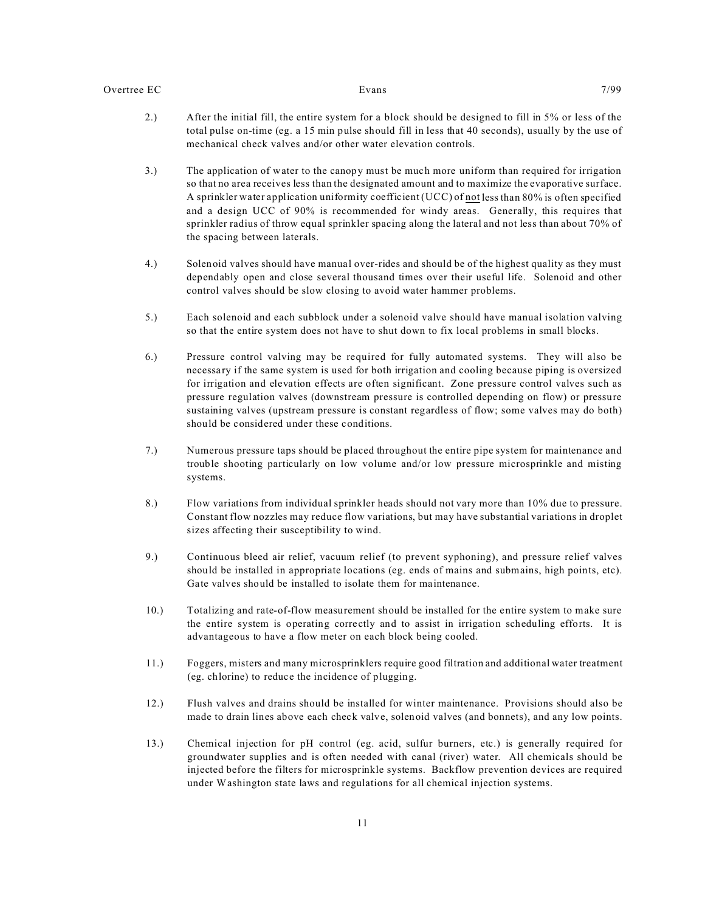2.) After the initial fill, the entire system for a block should be designed to fill in 5% or less of the total pulse on-time (eg. a 15 min pulse should fill in less that 40 seconds), usually by the use of mechanical check valves and/or other water elevation controls.

3.) The application of water to the canopy must be much more uniform than required for irrigation so that no area receives less than the designated amount and to maximize the evaporative surface. A sprinkler water application uniformity coefficient (UCC) of <u>not</u> less than 80% is often specified and a design UCC of 90% is recommended for windy areas. Generally, this requires that sprinkler radius of throw equal sprinkler spacing along the lateral and not less than about 70% of the spacing between laterals.

4.) Solenoid valves should have manual over-rides and should be of the highest quality as they must dependably open and close several thousand times over their useful life. Solenoid and other control valves should be slow closing to avoid water hammer problems.

5.) Each solenoid and each subblock under a solenoid valve should have manual isolation valving so that the entire system does not have to shut down to fix local problems in small blocks.

6.) Pressure control valving may be required for fully automated systems. They will also be necessary if the same system is used for both irrigation and cooling because piping is oversized for irrigation and elevation effects are often significant. Zone pressure control valves such as pressure regulation valves (downstream pressure is controlled depending on flow) or pressure sustaining valves (upstream pressure is constant regardless of flow; some valves may do both) should be considered under these conditions.

7.) Numerous pressure taps should be placed throughout the entire pipe system for maintenance and trouble shooting particularly on low volume and/or low pressure microsprinkle and misting systems.

8.) Flow variations from individual sprinkler heads should not vary more than 10% due to pressure. Constant flow nozzles may reduce flow variations, but may have substantial variations in droplet sizes affecting their susceptibility to wind.

9.) Continuous bleed air relief, vacuum relief (to prevent syphoning), and pressure relief valves should be installed in appropriate locations (eg. ends of mains and submains, high points, etc). Gate valves should be installed to isolate them for maintenance.

10.) Totalizing and rate-of-flow measurement should be installed for the entire system to make sure the entire system is operating correctly and to assist in irrigation scheduling efforts. It is advantageous to have a flow meter on each block being cooled.

11.) Foggers, misters and many microsprinklers require good filtration and additional water treatment (eg. chlorine) to reduce the incidence of plugging.

12.) Flush valves and drains should be installed for winter maintenance. Provisions should also be made to drain lines above each check valve, solenoid valves (and bonnets), and any low points.

13.) Chemical injection for pH control (eg. acid, sulfur burners, etc.) is generally required for groundwater supplies and is often needed with canal (river) water. All chemicals should be injected before the filters for microsprinkle systems. Backflow prevention devices are required under Washington state laws and regulations for all chemical injection systems.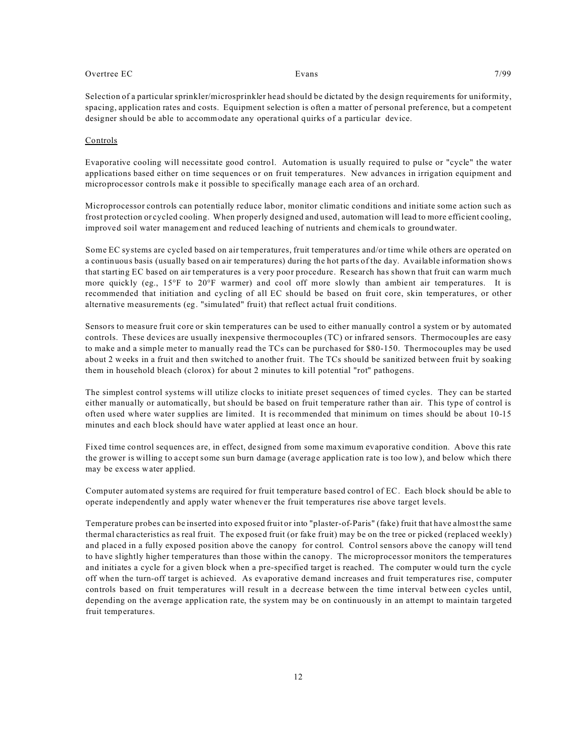Selection of a particular sprinkler/microsprinkler head should be dictated by the design requirements for uniformity, spacing, application rates and costs. Equipment selection is often a matter of personal preference, but a competent designer should be able to accommodate any operational quirks of a particular device.

## Controls

Evaporative cooling will necessitate good control. Automation is usually required to pulse or "cycle" the water applications based either on time sequences or on fruit temperatures. New advances in irrigation equipment and microprocessor controls make it possible to specifically manage each area of an orchard.

Microprocessor controls can potentially reduce labor, monitor climatic conditions and initiate some action such as frost protection or cycled cooling. When properly designed and used, automation will lead to more efficient cooling, improved soil water management and reduced leaching of nutrients and chemicals to groundwater.

Some EC systems are cycled based on air temperatures, fruit temperatures and/or time while others are operated on a continuous basis (usually based on air temperatures) during the hot parts of the day. Available information shows that starting EC based on air temperatures is a very poor procedure. Research has shown that fruit can warm much more quickly (eg., 15°F to 20°F warmer) and cool off more slowly than ambient air temperatures. It is recommended that initiation and cycling of all EC should be based on fruit core, skin temperatures, or other alternative measurements (eg. "simulated" fruit) that reflect actual fruit conditions.

Sensors to measure fruit core or skin temperatures can be used to either manually control a system or by automated controls. These devices are usually inexpensive thermocouples (TC) or infrared sensors. Thermocouples are easy to make and a simple meter to manually read the TCs can be purchased for $80-150. Thermocouples may be used about 2 weeks in a fruit and then switched to another fruit. The TCs should be sanitized between fruit by soaking them in household bleach (clorox) for about 2 minutes to kill potential "rot" pathogens.

The simplest control systems will utilize clocks to initiate preset sequences of timed cycles. They can be started either manually or automatically, but should be based on fruit temperature rather than air. This type of control is often used where water supplies are limited. It is recommended that minimum on times should be about 10-15 minutes and each block should have water applied at least once an hour.

Fixed time control sequences are, in effect, designed from some maximum evaporative condition. Above this rate the grower is willing to accept some sun burn damage (average application rate is too low), and below which there may be excess water applied.

Computer automated systems are required for fruit temperature based control of EC. Each block should be able to operate independently and apply water whenever the fruit temperatures rise above target levels.

Temperature probes can be inserted into exposed fruit or into "plaster-of-Paris" (fake) fruit that have almost the same thermal characteristics as real fruit. The exposed fruit (or fake fruit) may be on the tree or picked (replaced weekly) and placed in a fully exposed position above the canopy for control. Control sensors above the canopy will tend to have slightly higher temperatures than those within the canopy. The microprocessor monitors the temperatures and initiates a cycle for a given block when a pre-specified target is reached. The computer would turn the cycle off when the turn-off target is achieved. As evaporative demand increases and fruit temperatures rise, computer controls based on fruit temperatures will result in a decrease between the time interval between cycles until, depending on the average application rate, the system may be on continuously in an attempt to maintain targeted fruit temperatures.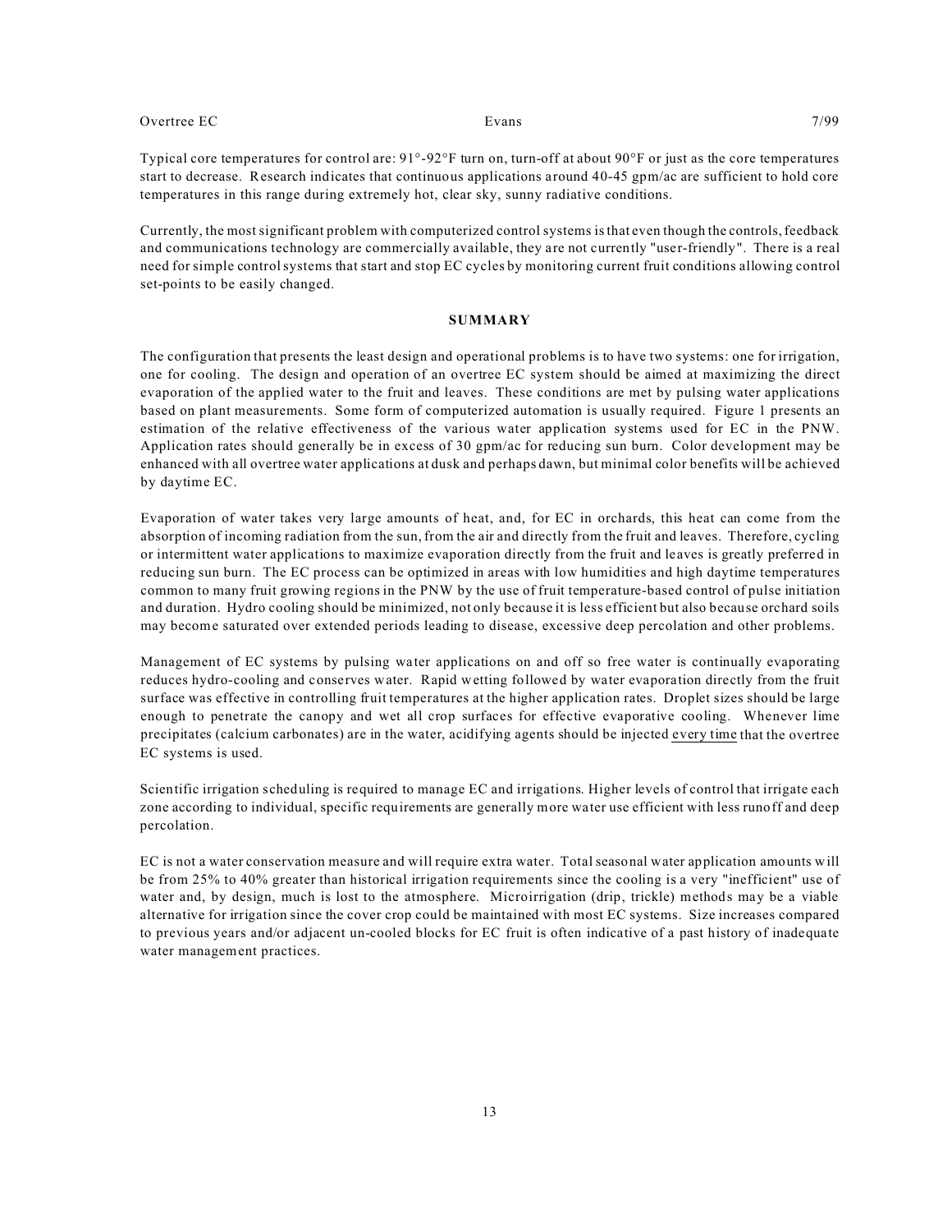Typical core temperatures for control are: 91°-92°F turn on, turn-off at about 90°F or just as the core temperatures start to decrease. Research indicates that continuous applications around 40-45 gpm/ac are sufficient to hold core temperatures in this range during extremely hot, clear sky, sunny radiative conditions.

Currently, the most significant problem with computerized control systems is that even though the controls, feedback and communications technology are commercially available, they are not currently "user-friendly". There is a real need for simple control systems that start and stop EC cycles by monitoring current fruit conditions allowing control set-points to be easily changed.

## SUMMARY

The configuration that presents the least design and operational problems is to have two systems: one for irrigation, one for cooling. The design and operation of an overtree EC system should be aimed at maximizing the direct evaporation of the applied water to the fruit and leaves. These conditions are met by pulsing water applications based on plant measurements. Some form of computerized automation is usually required. Figure 1 presents an estimation of the relative effectiveness of the various water application systems used for EC in the PNW. Application rates should generally be in excess of 30 gpm/ac for reducing sun burn. Color development may be enhanced with all overtree water applications at dusk and perhaps dawn, but minimal color benefits will be achieved by daytime EC.

Evaporation of water takes very large amounts of heat, and, for EC in orchards, this heat can come from the absorption of incoming radiation from the sun, from the air and directly from the fruit and leaves. Therefore, cycling or intermittent water applications to maximize evaporation directly from the fruit and leaves is greatly preferred in reducing sun burn. The EC process can be optimized in areas with low humidities and high daytime temperatures common to many fruit growing regions in the PNW by the use of fruit temperature-based control of pulse initiation and duration. Hydro cooling should be minimized, not only because it is less efficient but also because orchard soils may become saturated over extended periods leading to disease, excessive deep percolation and other problems.

Management of EC systems by pulsing water applications on and off so free water is continually evaporating reduces hydro-cooling and conserves water. Rapid wetting followed by water evaporation directly from the fruit surface was effective in controlling fruit temperatures at the higher application rates. Droplet sizes should be large enough to penetrate the canopy and wet all crop surfaces for effective evaporative cooling. Whenever lime precipitates (calcium carbonates) are in the water, acidifying agents should be injected <u>every time</u> that the overtree EC systems is used.

Scientific irrigation scheduling is required to manage EC and irrigations. Higher levels of control that irrigate each zone according to individual, specific requirements are generally more water use efficient with less runoff and deep percolation.

EC is not a water conservation measure and will require extra water. Total seasonal water application amounts will be from 25% to 40% greater than historical irrigation requirements since the cooling is a very "inefficient" use of water and, by design, much is lost to the atmosphere. Microirrigation (drip, trickle) methods may be a viable alternative for irrigation since the cover crop could be maintained with most EC systems. Size increases compared to previous years and/or adjacent un-cooled blocks for EC fruit is often indicative of a past history of inadequate water management practices.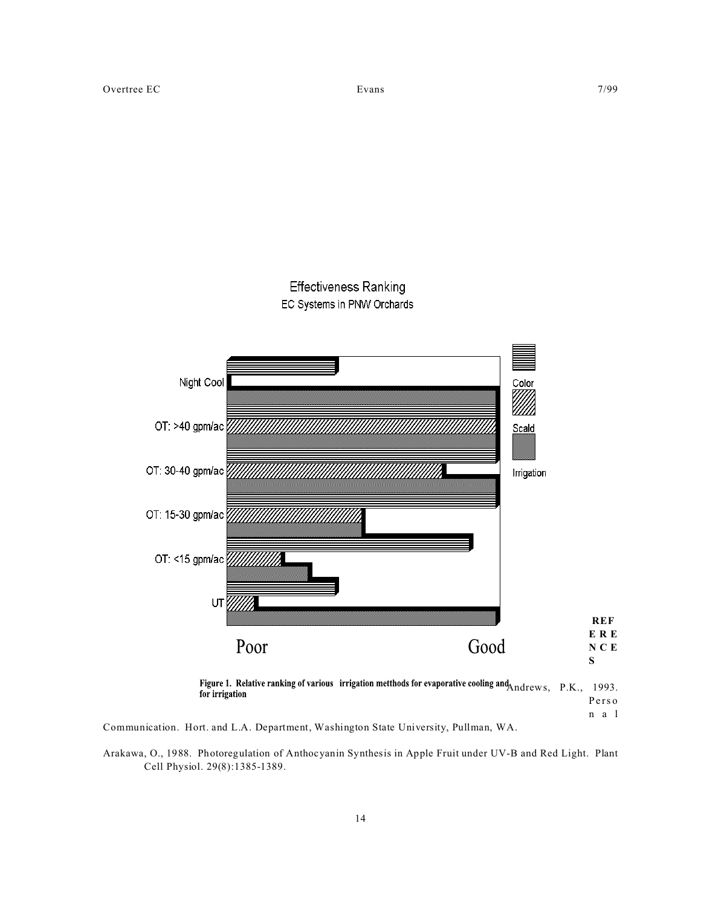Effectiveness Ranking
EC Systems in PNW Orchards

Night Cool
OT: >40 gpm/ac
OT: 30-40 gpm/ac
OT: 15-30 gpm/ac
OT: <15 gpm/ac
UT

Color
Scald
Irrigation

Poor — Good

**Figure 1. Relative ranking of various irrigation metthods for evaporative cooling and for irrigation**

**REFERENCES**

Andrews, P.K., 1993. Personal Communication. Hort. and L.A. Department, Washington State University, Pullman, WA.

Arakawa, O., 1988. Photoregulation of Anthocyanin Synthesis in Apple Fruit under UV-B and Red Light. Plant Cell Physiol. 29(8):1385-1389.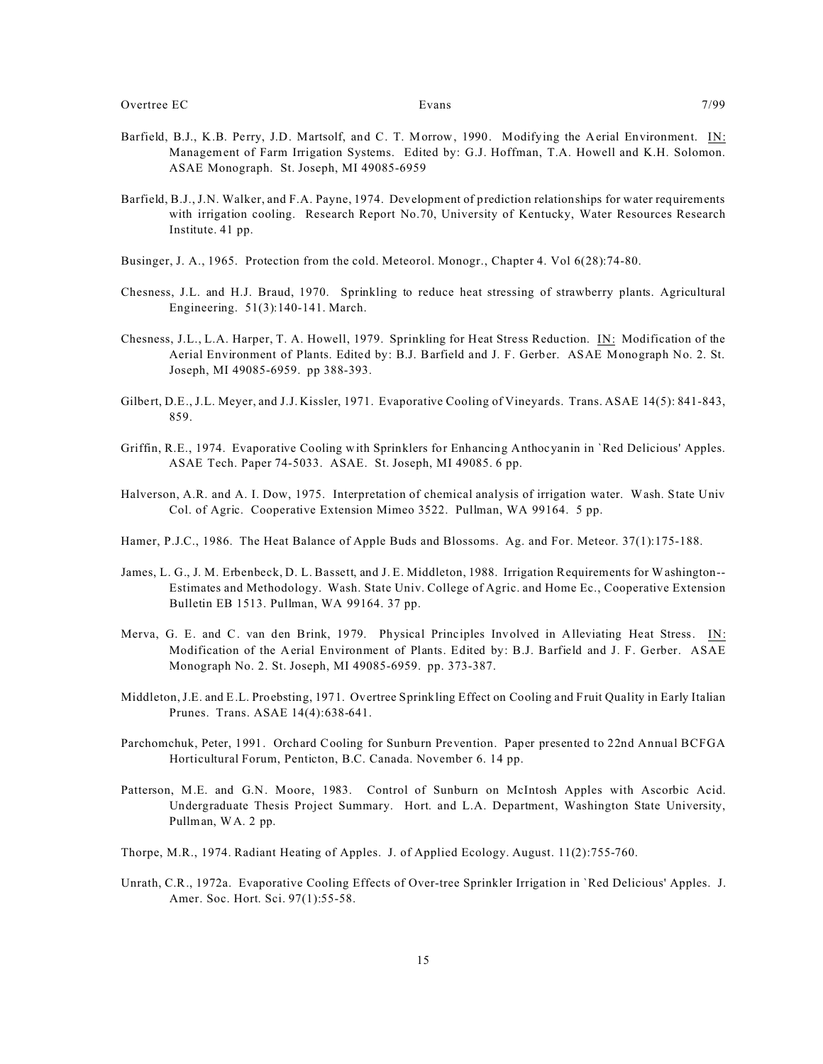Barfield, B.J., K.B. Perry, J.D. Martsolf, and C. T. Morrow, 1990. Modifying the Aerial Environment. IN: Management of Farm Irrigation Systems. Edited by: G.J. Hoffman, T.A. Howell and K.H. Solomon. ASAE Monograph. St. Joseph, MI 49085-6959

Barfield, B.J., J.N. Walker, and F.A. Payne, 1974. Development of prediction relationships for water requirements with irrigation cooling. Research Report No.70, University of Kentucky, Water Resources Research Institute. 41 pp.

Businger, J. A., 1965. Protection from the cold. Meteorol. Monogr., Chapter 4. Vol 6(28):74-80.

Chesness, J.L. and H.J. Braud, 1970. Sprinkling to reduce heat stressing of strawberry plants. Agricultural Engineering. 51(3):140-141. March.

Chesness, J.L., L.A. Harper, T. A. Howell, 1979. Sprinkling for Heat Stress Reduction. IN: Modification of the Aerial Environment of Plants. Edited by: B.J. Barfield and J. F. Gerber. ASAE Monograph No. 2. St. Joseph, MI 49085-6959. pp 388-393.

Gilbert, D.E., J.L. Meyer, and J.J. Kissler, 1971. Evaporative Cooling of Vineyards. Trans. ASAE 14(5): 841-843, 859.

Griffin, R.E., 1974. Evaporative Cooling with Sprinklers for Enhancing Anthocyanin in `Red Delicious' Apples. ASAE Tech. Paper 74-5033. ASAE. St. Joseph, MI 49085. 6 pp.

Halverson, A.R. and A. I. Dow, 1975. Interpretation of chemical analysis of irrigation water. Wash. State Univ Col. of Agric. Cooperative Extension Mimeo 3522. Pullman, WA 99164. 5 pp.

Hamer, P.J.C., 1986. The Heat Balance of Apple Buds and Blossoms. Ag. and For. Meteor. 37(1):175-188.

James, L. G., J. M. Erbenbeck, D. L. Bassett, and J. E. Middleton, 1988. Irrigation Requirements for Washington--Estimates and Methodology. Wash. State Univ. College of Agric. and Home Ec., Cooperative Extension Bulletin EB 1513. Pullman, WA 99164. 37 pp.

Merva, G. E. and C. van den Brink, 1979. Physical Principles Involved in Alleviating Heat Stress. IN: Modification of the Aerial Environment of Plants. Edited by: B.J. Barfield and J. F. Gerber. ASAE Monograph No. 2. St. Joseph, MI 49085-6959. pp. 373-387.

Middleton, J.E. and E.L. Proebsting, 1971. Overtree Sprinkling Effect on Cooling and Fruit Quality in Early Italian Prunes. Trans. ASAE 14(4):638-641.

Parchomchuk, Peter, 1991. Orchard Cooling for Sunburn Prevention. Paper presented to 22nd Annual BCFGA Horticultural Forum, Penticton, B.C. Canada. November 6. 14 pp.

Patterson, M.E. and G.N. Moore, 1983. Control of Sunburn on McIntosh Apples with Ascorbic Acid. Undergraduate Thesis Project Summary. Hort. and L.A. Department, Washington State University, Pullman, WA. 2 pp.

Thorpe, M.R., 1974. Radiant Heating of Apples. J. of Applied Ecology. August. 11(2):755-760.

Unrath, C.R., 1972a. Evaporative Cooling Effects of Over-tree Sprinkler Irrigation in `Red Delicious' Apples. J. Amer. Soc. Hort. Sci. 97(1):55-58.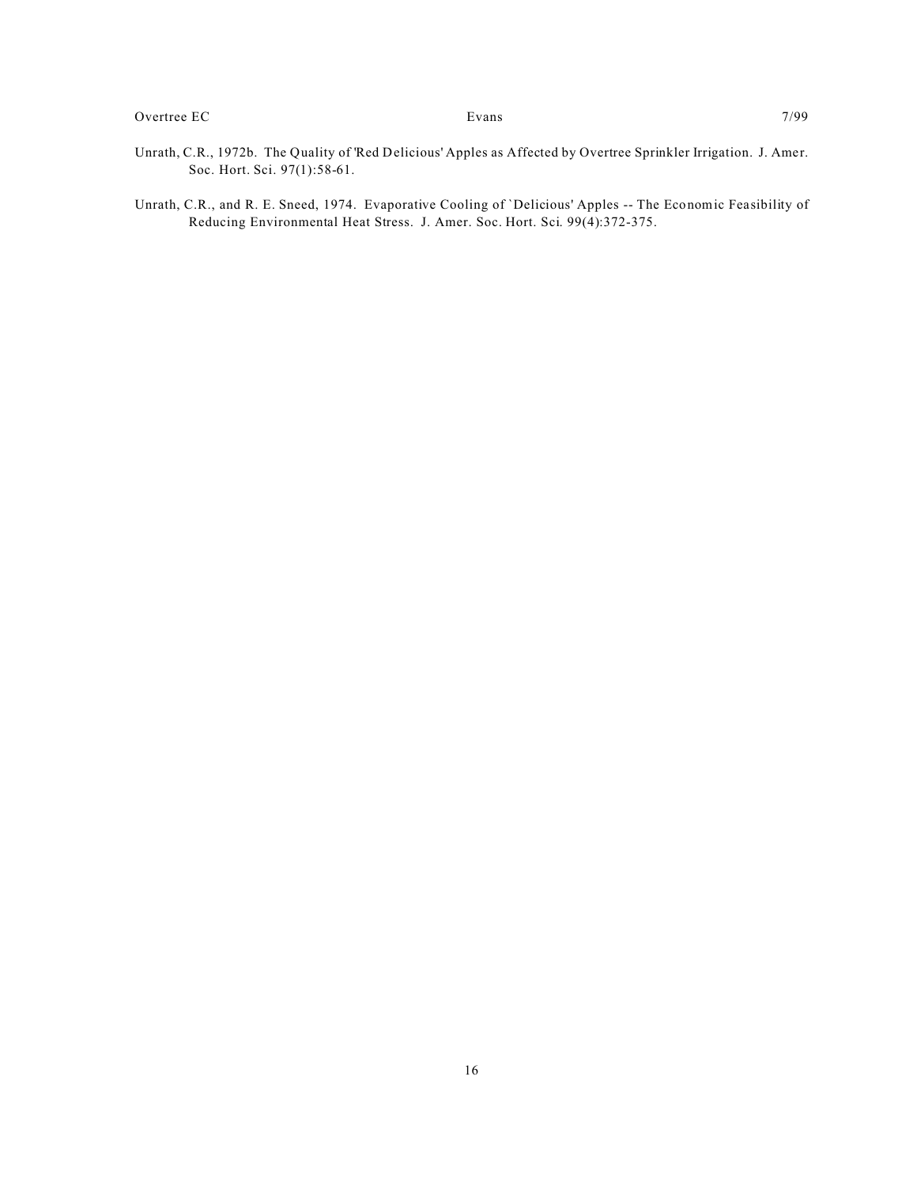Unrath, C.R., 1972b. The Quality of 'Red Delicious' Apples as Affected by Overtree Sprinkler Irrigation. J. Amer. Soc. Hort. Sci. 97(1):58-61.

Unrath, C.R., and R. E. Sneed, 1974. Evaporative Cooling of `Delicious' Apples -- The Economic Feasibility of Reducing Environmental Heat Stress. J. Amer. Soc. Hort. Sci. 99(4):372-375.